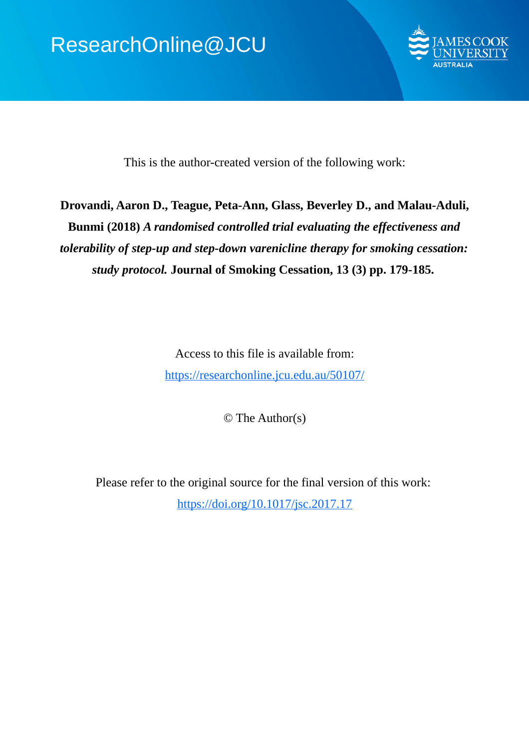ResearchOnline@JCU

This is the author-created version of the following work:

**Drovandi, Aaron D., Teague, Peta-Ann, Glass, Beverley D., and Malau-Aduli, Bunmi (2018)** ***A randomised controlled trial evaluating the effectiveness and tolerability of step-up and step-down varenicline therapy for smoking cessation: study protocol.*** **Journal of Smoking Cessation, 13 (3) pp. 179-185.**

Access to this file is available from:

https://researchonline.jcu.edu.au/50107/

© The Author(s)

Please refer to the original source for the final version of this work:

https://doi.org/10.1017/jsc.2017.17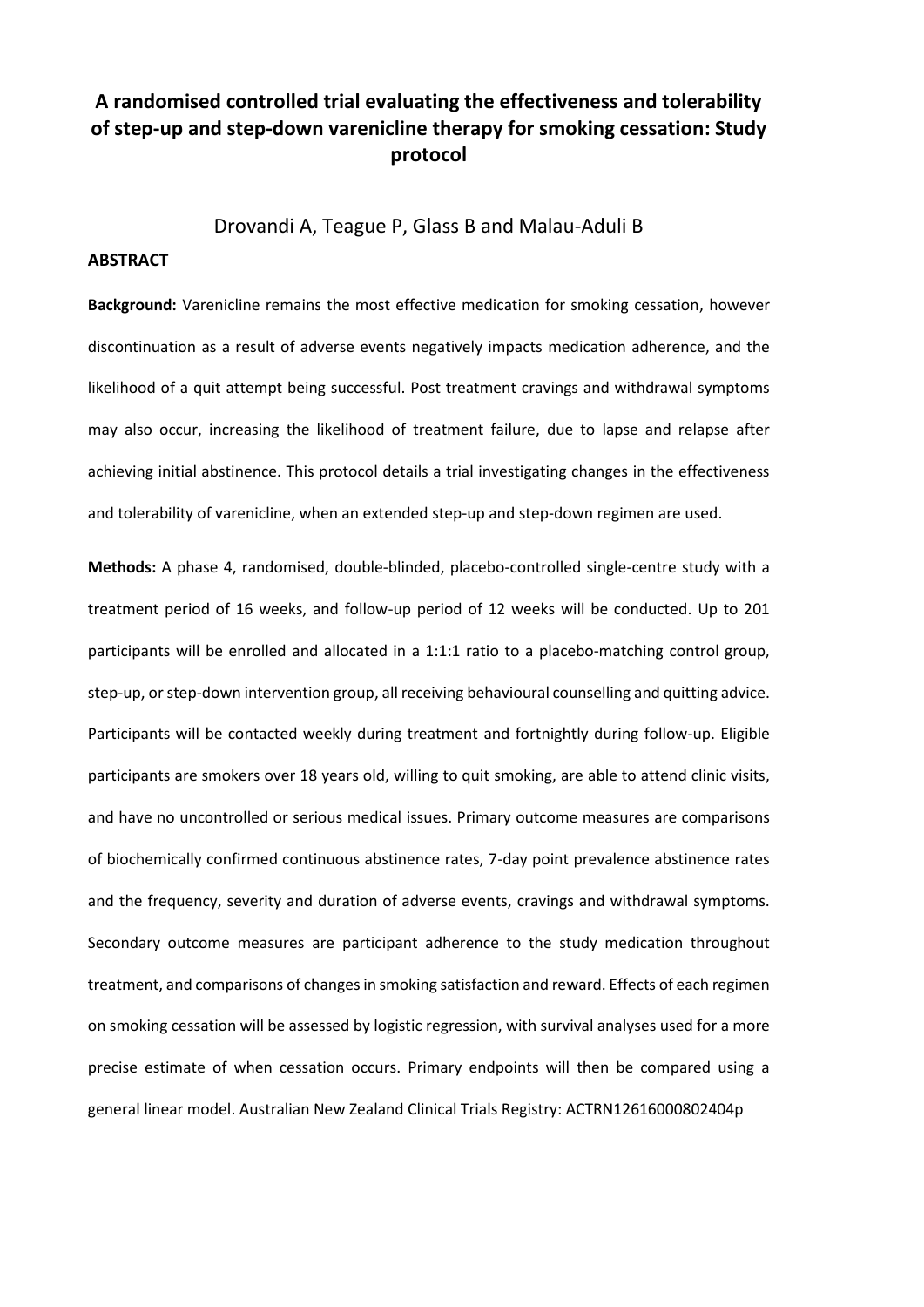# A randomised controlled trial evaluating the effectiveness and tolerability of step-up and step-down varenicline therapy for smoking cessation: Study protocol

Drovandi A, Teague P, Glass B and Malau-Aduli B

## ABSTRACT

**Background:** Varenicline remains the most effective medication for smoking cessation, however discontinuation as a result of adverse events negatively impacts medication adherence, and the likelihood of a quit attempt being successful. Post treatment cravings and withdrawal symptoms may also occur, increasing the likelihood of treatment failure, due to lapse and relapse after achieving initial abstinence. This protocol details a trial investigating changes in the effectiveness and tolerability of varenicline, when an extended step-up and step-down regimen are used.

**Methods:** A phase 4, randomised, double-blinded, placebo-controlled single-centre study with a treatment period of 16 weeks, and follow-up period of 12 weeks will be conducted. Up to 201 participants will be enrolled and allocated in a 1:1:1 ratio to a placebo-matching control group, step-up, or step-down intervention group, all receiving behavioural counselling and quitting advice. Participants will be contacted weekly during treatment and fortnightly during follow-up. Eligible participants are smokers over 18 years old, willing to quit smoking, are able to attend clinic visits, and have no uncontrolled or serious medical issues. Primary outcome measures are comparisons of biochemically confirmed continuous abstinence rates, 7-day point prevalence abstinence rates and the frequency, severity and duration of adverse events, cravings and withdrawal symptoms. Secondary outcome measures are participant adherence to the study medication throughout treatment, and comparisons of changes in smoking satisfaction and reward. Effects of each regimen on smoking cessation will be assessed by logistic regression, with survival analyses used for a more precise estimate of when cessation occurs. Primary endpoints will then be compared using a general linear model. Australian New Zealand Clinical Trials Registry: ACTRN12616000802404p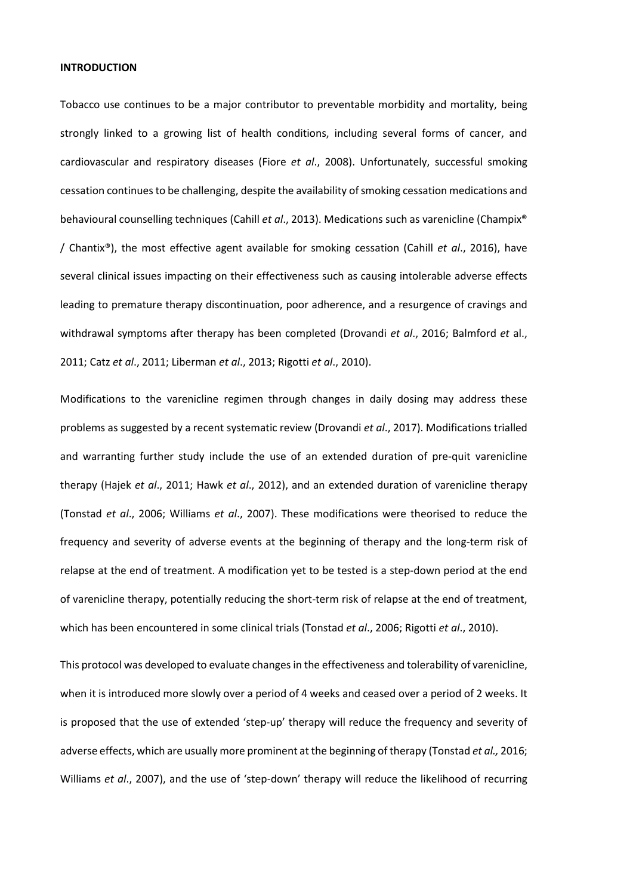**INTRODUCTION**

Tobacco use continues to be a major contributor to preventable morbidity and mortality, being strongly linked to a growing list of health conditions, including several forms of cancer, and cardiovascular and respiratory diseases (Fiore *et al*., 2008). Unfortunately, successful smoking cessation continues to be challenging, despite the availability of smoking cessation medications and behavioural counselling techniques (Cahill *et al*., 2013). Medications such as varenicline (Champix® / Chantix®), the most effective agent available for smoking cessation (Cahill *et al*., 2016), have several clinical issues impacting on their effectiveness such as causing intolerable adverse effects leading to premature therapy discontinuation, poor adherence, and a resurgence of cravings and withdrawal symptoms after therapy has been completed (Drovandi *et al*., 2016; Balmford *et* al., 2011; Catz *et al*., 2011; Liberman *et al*., 2013; Rigotti *et al*., 2010).

Modifications to the varenicline regimen through changes in daily dosing may address these problems as suggested by a recent systematic review (Drovandi *et al*., 2017). Modifications trialled and warranting further study include the use of an extended duration of pre-quit varenicline therapy (Hajek *et al*., 2011; Hawk *et al*., 2012), and an extended duration of varenicline therapy (Tonstad *et al*., 2006; Williams *et al*., 2007). These modifications were theorised to reduce the frequency and severity of adverse events at the beginning of therapy and the long-term risk of relapse at the end of treatment. A modification yet to be tested is a step-down period at the end of varenicline therapy, potentially reducing the short-term risk of relapse at the end of treatment, which has been encountered in some clinical trials (Tonstad *et al*., 2006; Rigotti *et al*., 2010).

This protocol was developed to evaluate changes in the effectiveness and tolerability of varenicline, when it is introduced more slowly over a period of 4 weeks and ceased over a period of 2 weeks. It is proposed that the use of extended 'step-up' therapy will reduce the frequency and severity of adverse effects, which are usually more prominent at the beginning of therapy (Tonstad *et al.,* 2016; Williams *et al*., 2007), and the use of 'step-down' therapy will reduce the likelihood of recurring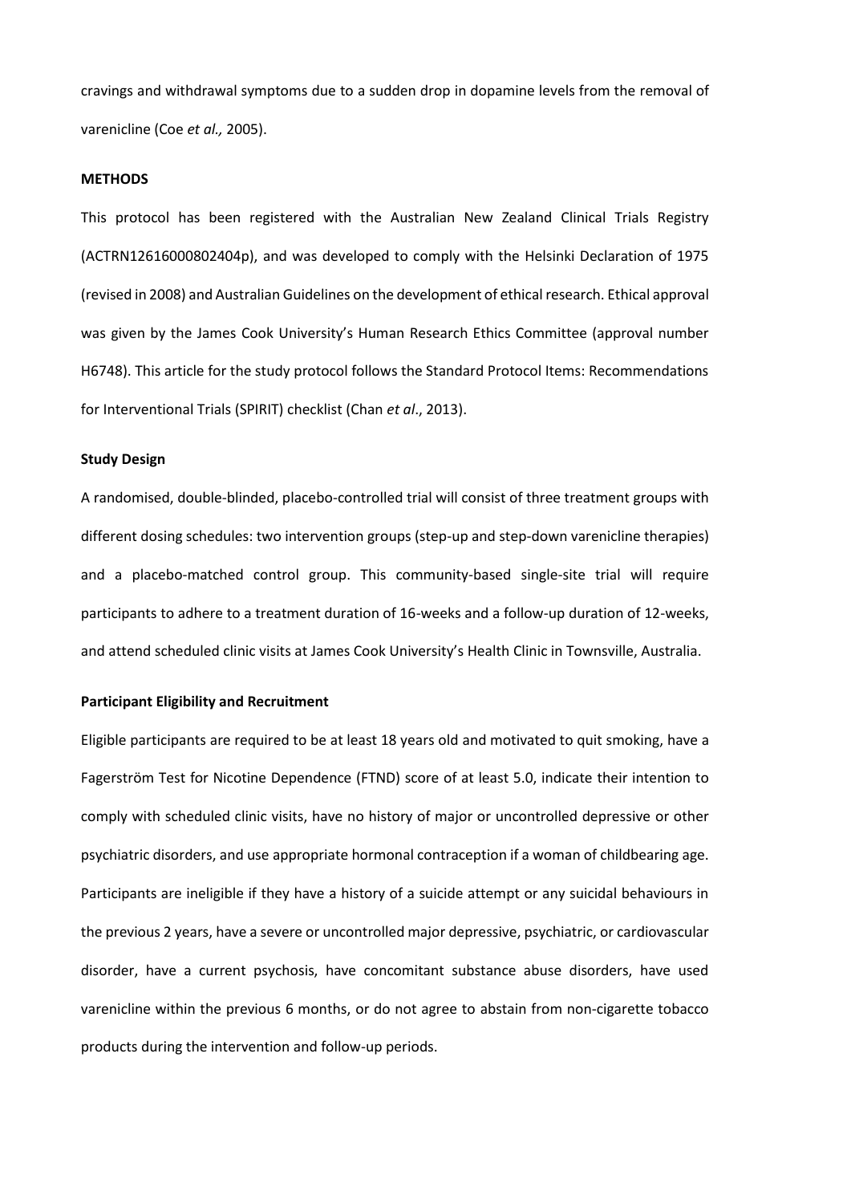cravings and withdrawal symptoms due to a sudden drop in dopamine levels from the removal of varenicline (Coe *et al.,* 2005).

**METHODS**

This protocol has been registered with the Australian New Zealand Clinical Trials Registry (ACTRN12616000802404p), and was developed to comply with the Helsinki Declaration of 1975 (revised in 2008) and Australian Guidelines on the development of ethical research. Ethical approval was given by the James Cook University's Human Research Ethics Committee (approval number H6748). This article for the study protocol follows the Standard Protocol Items: Recommendations for Interventional Trials (SPIRIT) checklist (Chan *et al*., 2013).

**Study Design**

A randomised, double-blinded, placebo-controlled trial will consist of three treatment groups with different dosing schedules: two intervention groups (step-up and step-down varenicline therapies) and a placebo-matched control group. This community-based single-site trial will require participants to adhere to a treatment duration of 16-weeks and a follow-up duration of 12-weeks, and attend scheduled clinic visits at James Cook University's Health Clinic in Townsville, Australia.

**Participant Eligibility and Recruitment**

Eligible participants are required to be at least 18 years old and motivated to quit smoking, have a Fagerström Test for Nicotine Dependence (FTND) score of at least 5.0, indicate their intention to comply with scheduled clinic visits, have no history of major or uncontrolled depressive or other psychiatric disorders, and use appropriate hormonal contraception if a woman of childbearing age. Participants are ineligible if they have a history of a suicide attempt or any suicidal behaviours in the previous 2 years, have a severe or uncontrolled major depressive, psychiatric, or cardiovascular disorder, have a current psychosis, have concomitant substance abuse disorders, have used varenicline within the previous 6 months, or do not agree to abstain from non-cigarette tobacco products during the intervention and follow-up periods.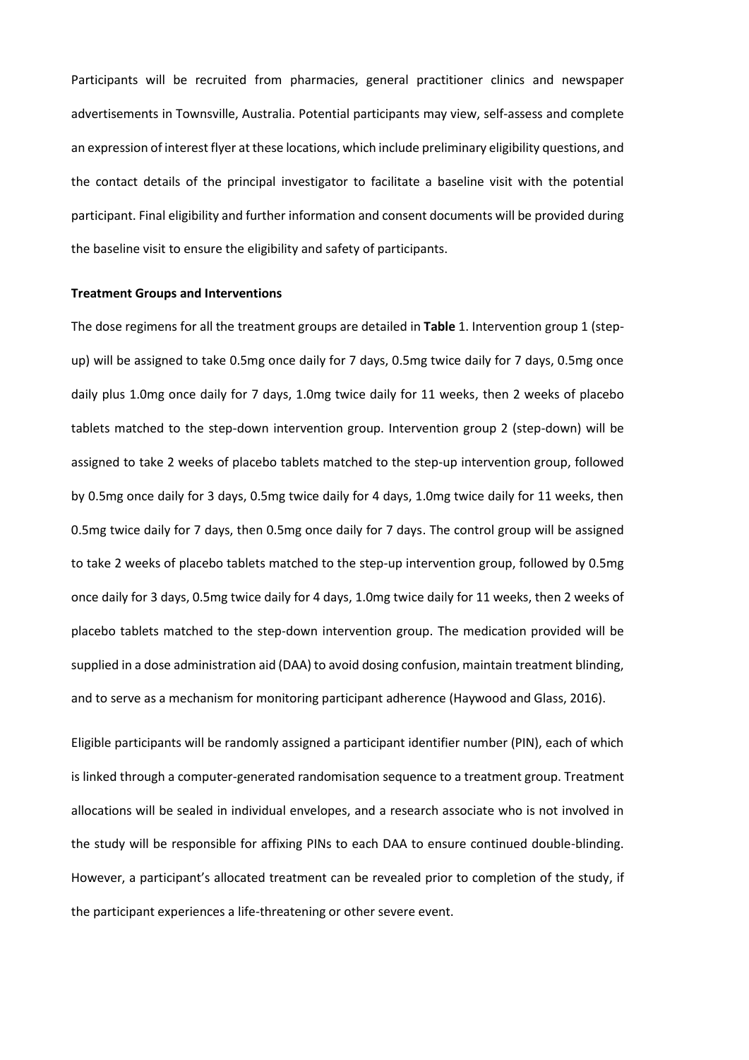Participants will be recruited from pharmacies, general practitioner clinics and newspaper advertisements in Townsville, Australia. Potential participants may view, self-assess and complete an expression of interest flyer at these locations, which include preliminary eligibility questions, and the contact details of the principal investigator to facilitate a baseline visit with the potential participant. Final eligibility and further information and consent documents will be provided during the baseline visit to ensure the eligibility and safety of participants.

**Treatment Groups and Interventions**

The dose regimens for all the treatment groups are detailed in **Table** 1. Intervention group 1 (step-up) will be assigned to take 0.5mg once daily for 7 days, 0.5mg twice daily for 7 days, 0.5mg once daily plus 1.0mg once daily for 7 days, 1.0mg twice daily for 11 weeks, then 2 weeks of placebo tablets matched to the step-down intervention group. Intervention group 2 (step-down) will be assigned to take 2 weeks of placebo tablets matched to the step-up intervention group, followed by 0.5mg once daily for 3 days, 0.5mg twice daily for 4 days, 1.0mg twice daily for 11 weeks, then 0.5mg twice daily for 7 days, then 0.5mg once daily for 7 days. The control group will be assigned to take 2 weeks of placebo tablets matched to the step-up intervention group, followed by 0.5mg once daily for 3 days, 0.5mg twice daily for 4 days, 1.0mg twice daily for 11 weeks, then 2 weeks of placebo tablets matched to the step-down intervention group. The medication provided will be supplied in a dose administration aid (DAA) to avoid dosing confusion, maintain treatment blinding, and to serve as a mechanism for monitoring participant adherence (Haywood and Glass, 2016).

Eligible participants will be randomly assigned a participant identifier number (PIN), each of which is linked through a computer-generated randomisation sequence to a treatment group. Treatment allocations will be sealed in individual envelopes, and a research associate who is not involved in the study will be responsible for affixing PINs to each DAA to ensure continued double-blinding. However, a participant's allocated treatment can be revealed prior to completion of the study, if the participant experiences a life-threatening or other severe event.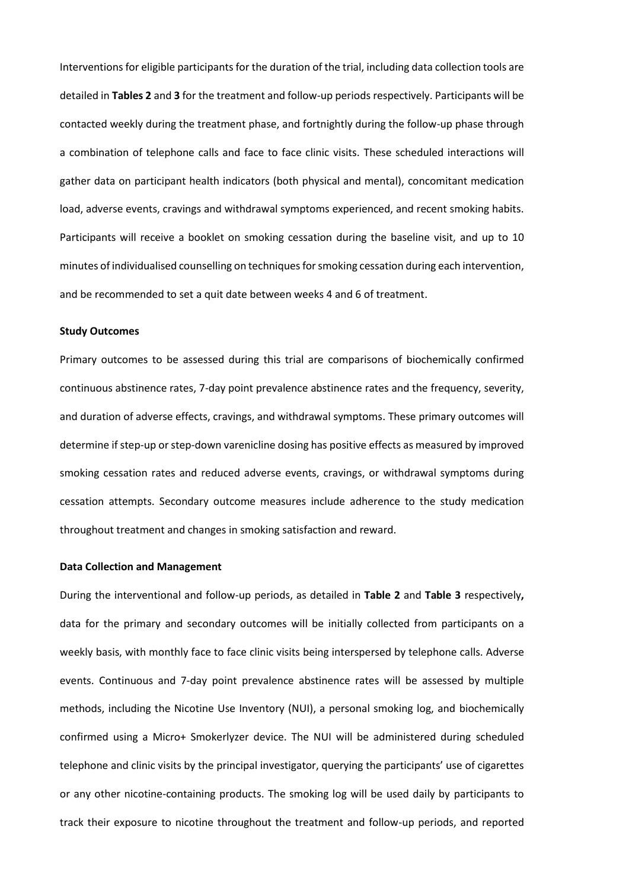Interventions for eligible participants for the duration of the trial, including data collection tools are detailed in **Tables 2** and **3** for the treatment and follow-up periods respectively. Participants will be contacted weekly during the treatment phase, and fortnightly during the follow-up phase through a combination of telephone calls and face to face clinic visits. These scheduled interactions will gather data on participant health indicators (both physical and mental), concomitant medication load, adverse events, cravings and withdrawal symptoms experienced, and recent smoking habits. Participants will receive a booklet on smoking cessation during the baseline visit, and up to 10 minutes of individualised counselling on techniques for smoking cessation during each intervention, and be recommended to set a quit date between weeks 4 and 6 of treatment.

**Study Outcomes**

Primary outcomes to be assessed during this trial are comparisons of biochemically confirmed continuous abstinence rates, 7-day point prevalence abstinence rates and the frequency, severity, and duration of adverse effects, cravings, and withdrawal symptoms. These primary outcomes will determine if step-up or step-down varenicline dosing has positive effects as measured by improved smoking cessation rates and reduced adverse events, cravings, or withdrawal symptoms during cessation attempts. Secondary outcome measures include adherence to the study medication throughout treatment and changes in smoking satisfaction and reward.

**Data Collection and Management**

During the interventional and follow-up periods, as detailed in **Table 2** and **Table 3** respectively**,** data for the primary and secondary outcomes will be initially collected from participants on a weekly basis, with monthly face to face clinic visits being interspersed by telephone calls. Adverse events. Continuous and 7-day point prevalence abstinence rates will be assessed by multiple methods, including the Nicotine Use Inventory (NUI), a personal smoking log, and biochemically confirmed using a Micro+ Smokerlyzer device. The NUI will be administered during scheduled telephone and clinic visits by the principal investigator, querying the participants' use of cigarettes or any other nicotine-containing products. The smoking log will be used daily by participants to track their exposure to nicotine throughout the treatment and follow-up periods, and reported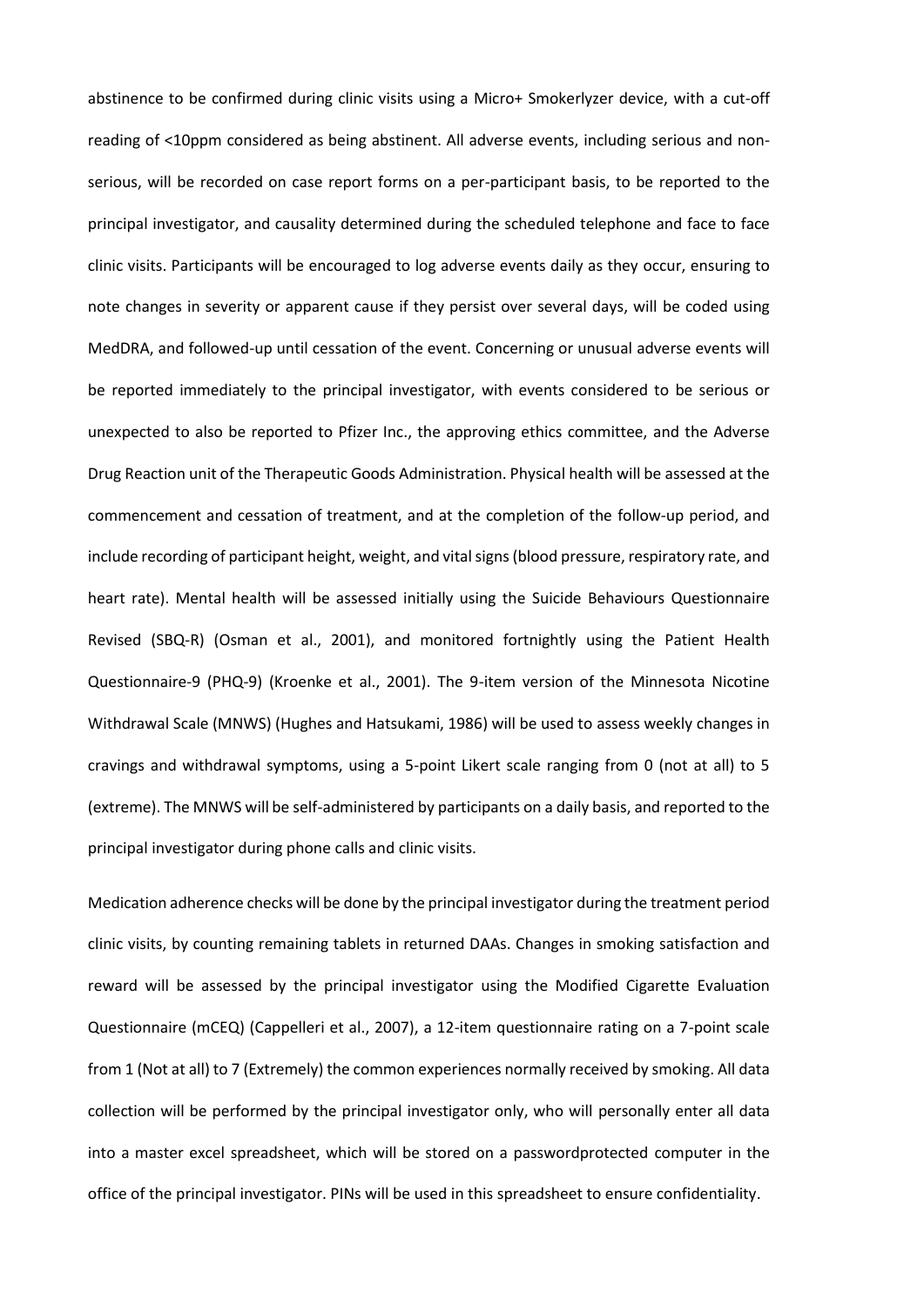abstinence to be confirmed during clinic visits using a Micro+ Smokerlyzer device, with a cut-off reading of <10ppm considered as being abstinent. All adverse events, including serious and non-serious, will be recorded on case report forms on a per-participant basis, to be reported to the principal investigator, and causality determined during the scheduled telephone and face to face clinic visits. Participants will be encouraged to log adverse events daily as they occur, ensuring to note changes in severity or apparent cause if they persist over several days, will be coded using MedDRA, and followed-up until cessation of the event. Concerning or unusual adverse events will be reported immediately to the principal investigator, with events considered to be serious or unexpected to also be reported to Pfizer Inc., the approving ethics committee, and the Adverse Drug Reaction unit of the Therapeutic Goods Administration. Physical health will be assessed at the commencement and cessation of treatment, and at the completion of the follow-up period, and include recording of participant height, weight, and vital signs (blood pressure, respiratory rate, and heart rate). Mental health will be assessed initially using the Suicide Behaviours Questionnaire Revised (SBQ-R) (Osman et al., 2001), and monitored fortnightly using the Patient Health Questionnaire-9 (PHQ-9) (Kroenke et al., 2001). The 9-item version of the Minnesota Nicotine Withdrawal Scale (MNWS) (Hughes and Hatsukami, 1986) will be used to assess weekly changes in cravings and withdrawal symptoms, using a 5-point Likert scale ranging from 0 (not at all) to 5 (extreme). The MNWS will be self-administered by participants on a daily basis, and reported to the principal investigator during phone calls and clinic visits.

Medication adherence checks will be done by the principal investigator during the treatment period clinic visits, by counting remaining tablets in returned DAAs. Changes in smoking satisfaction and reward will be assessed by the principal investigator using the Modified Cigarette Evaluation Questionnaire (mCEQ) (Cappelleri et al., 2007), a 12-item questionnaire rating on a 7-point scale from 1 (Not at all) to 7 (Extremely) the common experiences normally received by smoking. All data collection will be performed by the principal investigator only, who will personally enter all data into a master excel spreadsheet, which will be stored on a passwordprotected computer in the office of the principal investigator. PINs will be used in this spreadsheet to ensure confidentiality.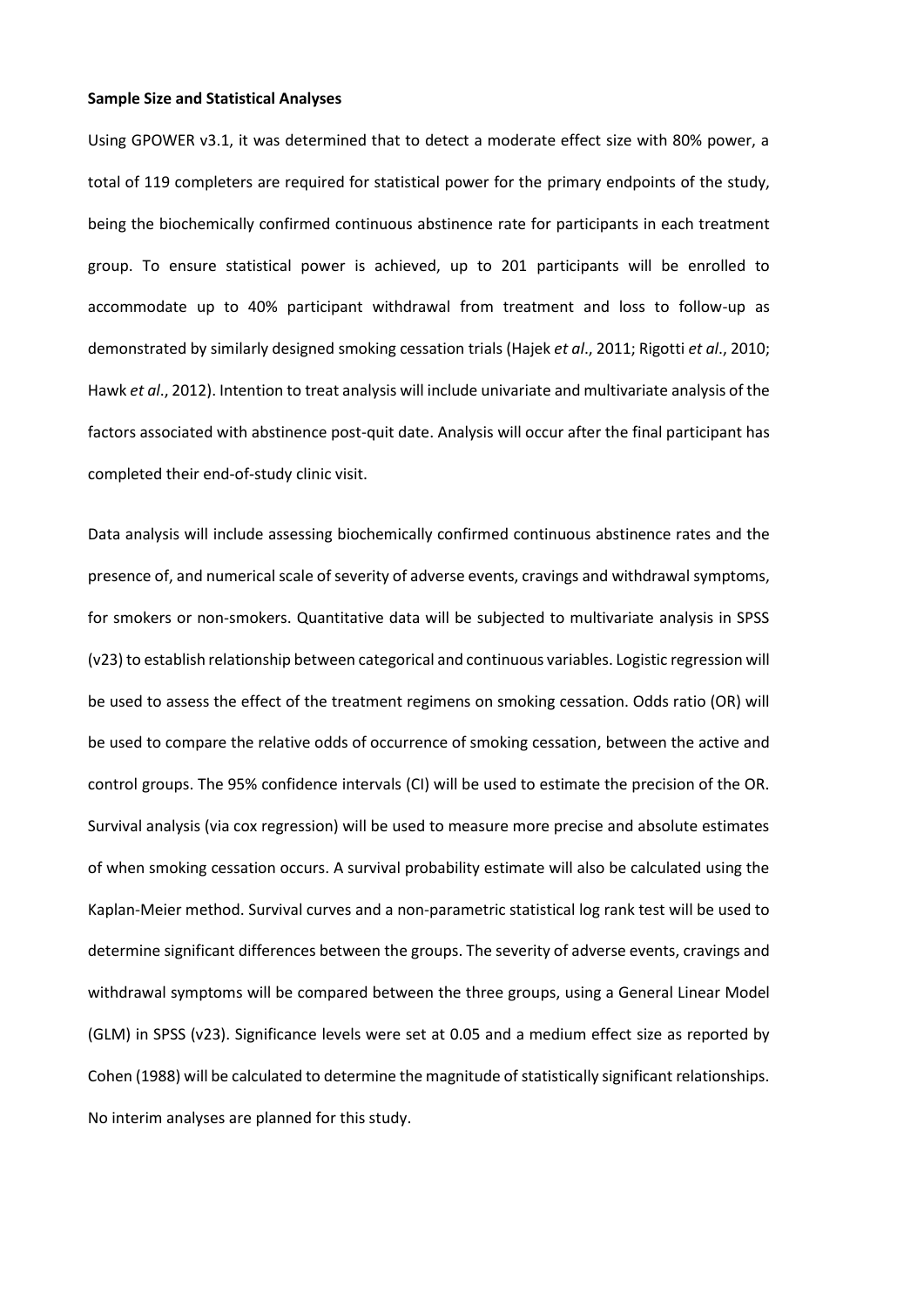**Sample Size and Statistical Analyses**

Using GPOWER v3.1, it was determined that to detect a moderate effect size with 80% power, a total of 119 completers are required for statistical power for the primary endpoints of the study, being the biochemically confirmed continuous abstinence rate for participants in each treatment group. To ensure statistical power is achieved, up to 201 participants will be enrolled to accommodate up to 40% participant withdrawal from treatment and loss to follow-up as demonstrated by similarly designed smoking cessation trials (Hajek *et al*., 2011; Rigotti *et al*., 2010; Hawk *et al*., 2012). Intention to treat analysis will include univariate and multivariate analysis of the factors associated with abstinence post-quit date. Analysis will occur after the final participant has completed their end-of-study clinic visit.

Data analysis will include assessing biochemically confirmed continuous abstinence rates and the presence of, and numerical scale of severity of adverse events, cravings and withdrawal symptoms, for smokers or non-smokers. Quantitative data will be subjected to multivariate analysis in SPSS (v23) to establish relationship between categorical and continuous variables. Logistic regression will be used to assess the effect of the treatment regimens on smoking cessation. Odds ratio (OR) will be used to compare the relative odds of occurrence of smoking cessation, between the active and control groups. The 95% confidence intervals (CI) will be used to estimate the precision of the OR. Survival analysis (via cox regression) will be used to measure more precise and absolute estimates of when smoking cessation occurs. A survival probability estimate will also be calculated using the Kaplan-Meier method. Survival curves and a non-parametric statistical log rank test will be used to determine significant differences between the groups. The severity of adverse events, cravings and withdrawal symptoms will be compared between the three groups, using a General Linear Model (GLM) in SPSS (v23). Significance levels were set at 0.05 and a medium effect size as reported by Cohen (1988) will be calculated to determine the magnitude of statistically significant relationships. No interim analyses are planned for this study.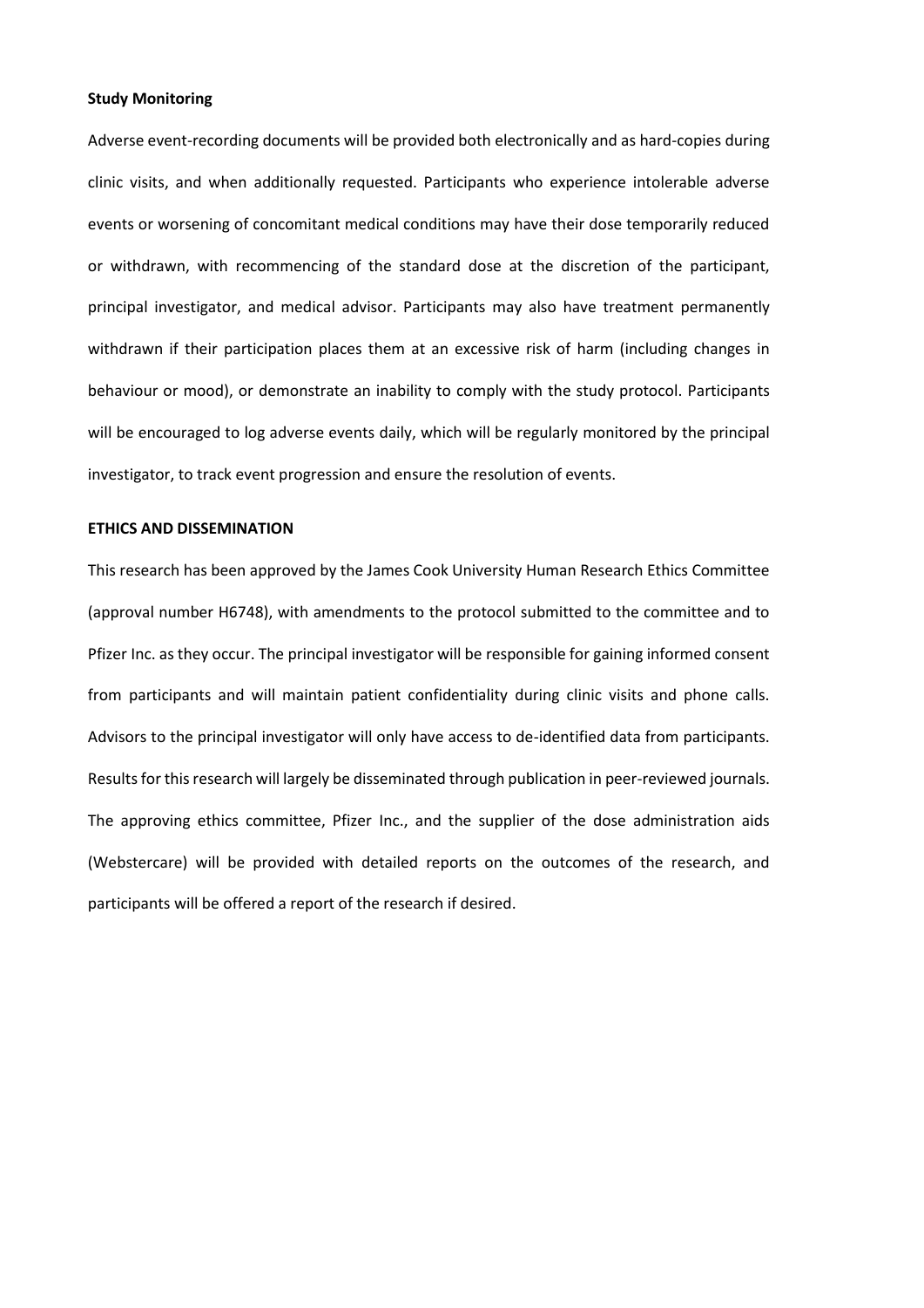**Study Monitoring**

Adverse event-recording documents will be provided both electronically and as hard-copies during clinic visits, and when additionally requested. Participants who experience intolerable adverse events or worsening of concomitant medical conditions may have their dose temporarily reduced or withdrawn, with recommencing of the standard dose at the discretion of the participant, principal investigator, and medical advisor. Participants may also have treatment permanently withdrawn if their participation places them at an excessive risk of harm (including changes in behaviour or mood), or demonstrate an inability to comply with the study protocol. Participants will be encouraged to log adverse events daily, which will be regularly monitored by the principal investigator, to track event progression and ensure the resolution of events.

## ETHICS AND DISSEMINATION

This research has been approved by the James Cook University Human Research Ethics Committee (approval number H6748), with amendments to the protocol submitted to the committee and to Pfizer Inc. as they occur. The principal investigator will be responsible for gaining informed consent from participants and will maintain patient confidentiality during clinic visits and phone calls. Advisors to the principal investigator will only have access to de-identified data from participants. Results for this research will largely be disseminated through publication in peer-reviewed journals. The approving ethics committee, Pfizer Inc., and the supplier of the dose administration aids (Webstercare) will be provided with detailed reports on the outcomes of the research, and participants will be offered a report of the research if desired.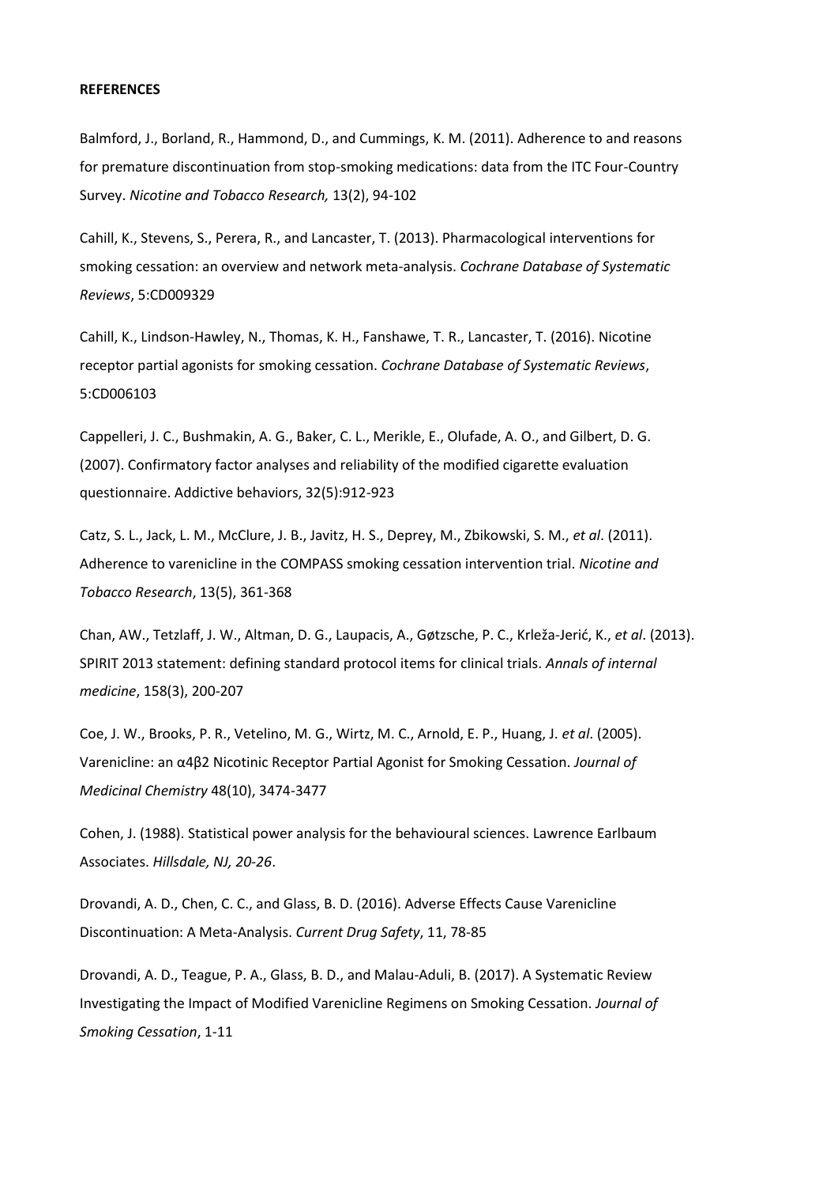**REFERENCES**

Balmford, J., Borland, R., Hammond, D., and Cummings, K. M. (2011). Adherence to and reasons for premature discontinuation from stop-smoking medications: data from the ITC Four-Country Survey. *Nicotine and Tobacco Research,* 13(2), 94-102

Cahill, K., Stevens, S., Perera, R., and Lancaster, T. (2013). Pharmacological interventions for smoking cessation: an overview and network meta-analysis. *Cochrane Database of Systematic Reviews*, 5:CD009329

Cahill, K., Lindson-Hawley, N., Thomas, K. H., Fanshawe, T. R., Lancaster, T. (2016). Nicotine receptor partial agonists for smoking cessation. *Cochrane Database of Systematic Reviews*, 5:CD006103

Cappelleri, J. C., Bushmakin, A. G., Baker, C. L., Merikle, E., Olufade, A. O., and Gilbert, D. G. (2007). Confirmatory factor analyses and reliability of the modified cigarette evaluation questionnaire. Addictive behaviors, 32(5):912-923

Catz, S. L., Jack, L. M., McClure, J. B., Javitz, H. S., Deprey, M., Zbikowski, S. M., *et al*. (2011). Adherence to varenicline in the COMPASS smoking cessation intervention trial. *Nicotine and Tobacco Research*, 13(5), 361-368

Chan, AW., Tetzlaff, J. W., Altman, D. G., Laupacis, A., Gøtzsche, P. C., Krleža-Jerić, K., *et al*. (2013). SPIRIT 2013 statement: defining standard protocol items for clinical trials. *Annals of internal medicine*, 158(3), 200-207

Coe, J. W., Brooks, P. R., Vetelino, M. G., Wirtz, M. C., Arnold, E. P., Huang, J. *et al*. (2005). Varenicline: an α4β2 Nicotinic Receptor Partial Agonist for Smoking Cessation. *Journal of Medicinal Chemistry* 48(10), 3474-3477

Cohen, J. (1988). Statistical power analysis for the behavioural sciences. Lawrence Earlbaum Associates. *Hillsdale, NJ, 20-26*.

Drovandi, A. D., Chen, C. C., and Glass, B. D. (2016). Adverse Effects Cause Varenicline Discontinuation: A Meta-Analysis. *Current Drug Safety*, 11, 78-85

Drovandi, A. D., Teague, P. A., Glass, B. D., and Malau-Aduli, B. (2017). A Systematic Review Investigating the Impact of Modified Varenicline Regimens on Smoking Cessation. *Journal of Smoking Cessation*, 1-11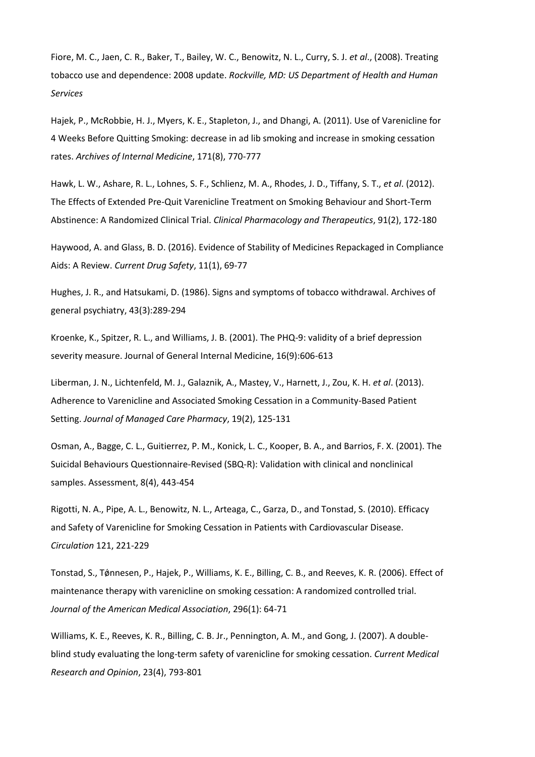Fiore, M. C., Jaen, C. R., Baker, T., Bailey, W. C., Benowitz, N. L., Curry, S. J. *et al*., (2008). Treating tobacco use and dependence: 2008 update. *Rockville, MD: US Department of Health and Human Services*

Hajek, P., McRobbie, H. J., Myers, K. E., Stapleton, J., and Dhangi, A. (2011). Use of Varenicline for 4 Weeks Before Quitting Smoking: decrease in ad lib smoking and increase in smoking cessation rates. *Archives of Internal Medicine*, 171(8), 770-777

Hawk, L. W., Ashare, R. L., Lohnes, S. F., Schlienz, M. A., Rhodes, J. D., Tiffany, S. T., *et al*. (2012). The Effects of Extended Pre-Quit Varenicline Treatment on Smoking Behaviour and Short-Term Abstinence: A Randomized Clinical Trial. *Clinical Pharmacology and Therapeutics*, 91(2), 172-180

Haywood, A. and Glass, B. D. (2016). Evidence of Stability of Medicines Repackaged in Compliance Aids: A Review. *Current Drug Safety*, 11(1), 69-77

Hughes, J. R., and Hatsukami, D. (1986). Signs and symptoms of tobacco withdrawal. Archives of general psychiatry, 43(3):289-294

Kroenke, K., Spitzer, R. L., and Williams, J. B. (2001). The PHQ-9: validity of a brief depression severity measure. Journal of General Internal Medicine, 16(9):606-613

Liberman, J. N., Lichtenfeld, M. J., Galaznik, A., Mastey, V., Harnett, J., Zou, K. H. *et al*. (2013). Adherence to Varenicline and Associated Smoking Cessation in a Community-Based Patient Setting. *Journal of Managed Care Pharmacy*, 19(2), 125-131

Osman, A., Bagge, C. L., Guitierrez, P. M., Konick, L. C., Kooper, B. A., and Barrios, F. X. (2001). The Suicidal Behaviours Questionnaire-Revised (SBQ-R): Validation with clinical and nonclinical samples. Assessment, 8(4), 443-454

Rigotti, N. A., Pipe, A. L., Benowitz, N. L., Arteaga, C., Garza, D., and Tonstad, S. (2010). Efficacy and Safety of Varenicline for Smoking Cessation in Patients with Cardiovascular Disease. *Circulation* 121, 221-229

Tonstad, S., Tǿnnesen, P., Hajek, P., Williams, K. E., Billing, C. B., and Reeves, K. R. (2006). Effect of maintenance therapy with varenicline on smoking cessation: A randomized controlled trial. *Journal of the American Medical Association*, 296(1): 64-71

Williams, K. E., Reeves, K. R., Billing, C. B. Jr., Pennington, A. M., and Gong, J. (2007). A double-blind study evaluating the long-term safety of varenicline for smoking cessation. *Current Medical Research and Opinion*, 23(4), 793-801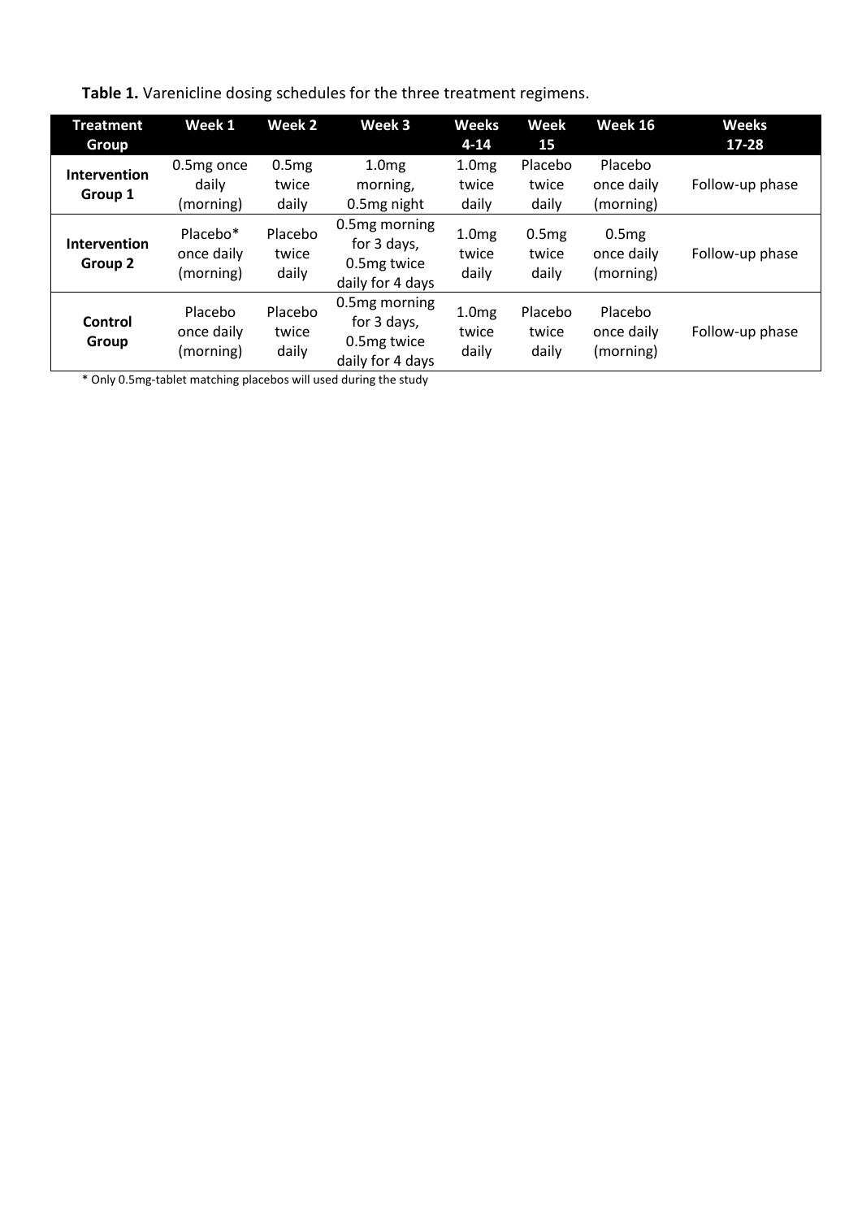**Table 1.** Varenicline dosing schedules for the three treatment regimens.

| Treatment Group | Week 1 | Week 2 | Week 3 | Weeks 4-14 | Week 15 | Week 16 | Weeks 17-28 |
|---|---|---|---|---|---|---|---|
| **Intervention Group 1** | 0.5mg once daily (morning) | 0.5mg twice daily | 1.0mg morning, 0.5mg night | 1.0mg twice daily | Placebo twice daily | Placebo once daily (morning) | Follow-up phase |
| **Intervention Group 2** | Placebo* once daily (morning) | Placebo twice daily | 0.5mg morning for 3 days, 0.5mg twice daily for 4 days | 1.0mg twice daily | 0.5mg twice daily | 0.5mg once daily (morning) | Follow-up phase |
| **Control Group** | Placebo once daily (morning) | Placebo twice daily | 0.5mg morning for 3 days, 0.5mg twice daily for 4 days | 1.0mg twice daily | Placebo twice daily | Placebo once daily (morning) | Follow-up phase |

* Only 0.5mg-tablet matching placebos will used during the study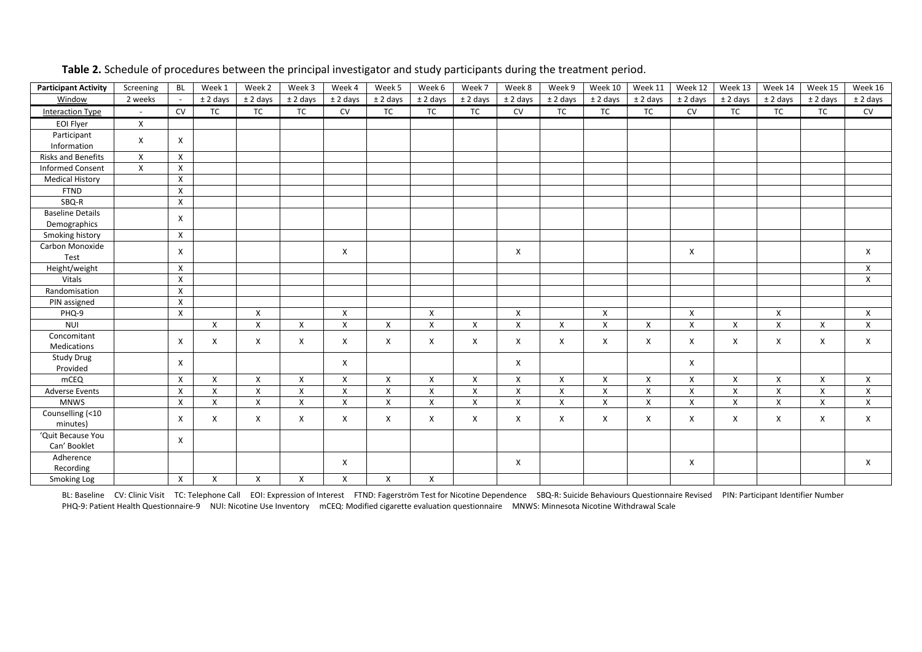**Table 2.** Schedule of procedures between the principal investigator and study participants during the treatment period.

| Participant Activity | Screening | BL | Week 1 | Week 2 | Week 3 | Week 4 | Week 5 | Week 6 | Week 7 | Week 8 | Week 9 | Week 10 | Week 11 | Week 12 | Week 13 | Week 14 | Week 15 | Week 16 |
|---|---|---|---|---|---|---|---|---|---|---|---|---|---|---|---|---|---|---|
| Window | 2 weeks | - | ± 2 days | ± 2 days | ± 2 days | ± 2 days | ± 2 days | ± 2 days | ± 2 days | ± 2 days | ± 2 days | ± 2 days | ± 2 days | ± 2 days | ± 2 days | ± 2 days | ± 2 days | ± 2 days |
| Interaction Type | - | CV | TC | TC | TC | CV | TC | TC | TC | CV | TC | TC | TC | CV | TC | TC | TC | CV |
| EOI Flyer | X | | | | | | | | | | | | | | | | | |
| Participant Information | X | X | | | | | | | | | | | | | | | | |
| Risks and Benefits | X | X | | | | | | | | | | | | | | | | |
| Informed Consent | X | X | | | | | | | | | | | | | | | | |
| Medical History | | X | | | | | | | | | | | | | | | | |
| FTND | | X | | | | | | | | | | | | | | | | |
| SBQ-R | | X | | | | | | | | | | | | | | | | |
| Baseline Details Demographics | | X | | | | | | | | | | | | | | | | |
| Smoking history | | X | | | | | | | | | | | | | | | | |
| Carbon Monoxide Test | | X | | | | X | | | | X | | | | X | | | | X |
| Height/weight | | X | | | | | | | | | | | | | | | | X |
| Vitals | | X | | | | | | | | | | | | | | | | X |
| Randomisation | | X | | | | | | | | | | | | | | | | |
| PIN assigned | | X | | | | | | | | | | | | | | | | |
| PHQ-9 | | X | | X | | X | | X | | X | | X | | X | | X | | X |
| NUI | | | X | X | X | X | X | X | X | X | X | X | X | X | X | X | X | X |
| Concomitant Medications | | X | X | X | X | X | X | X | X | X | X | X | X | X | X | X | X | X |
| Study Drug Provided | | X | | | | X | | | | X | | | | X | | | | |
| mCEQ | | X | X | X | X | X | X | X | X | X | X | X | X | X | X | X | X | X |
| Adverse Events | | X | X | X | X | X | X | X | X | X | X | X | X | X | X | X | X | X |
| MNWS | | X | X | X | X | X | X | X | X | X | X | X | X | X | X | X | X | X |
| Counselling (<10 minutes) | | X | X | X | X | X | X | X | X | X | X | X | X | X | X | X | X | X |
| 'Quit Because You Can' Booklet | | X | | | | | | | | | | | | | | | | |
| Adherence Recording | | | | | | X | | | | X | | | | X | | | | X |
| Smoking Log | | X | X | X | X | X | X | X | | | | | | | | | | |

BL: Baseline CV: Clinic Visit TC: Telephone Call EOI: Expression of Interest FTND: Fagerström Test for Nicotine Dependence SBQ-R: Suicide Behaviours Questionnaire Revised PIN: Participant Identifier Number PHQ-9: Patient Health Questionnaire-9 NUI: Nicotine Use Inventory mCEQ: Modified cigarette evaluation questionnaire MNWS: Minnesota Nicotine Withdrawal Scale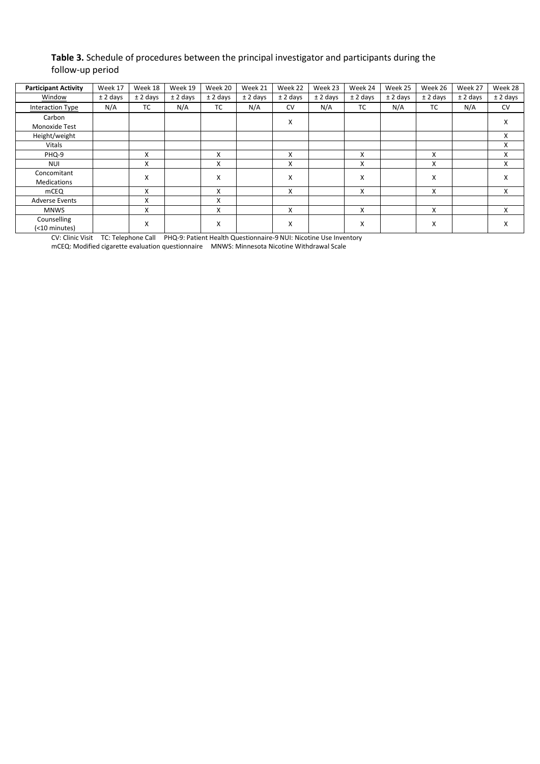**Table 3.** Schedule of procedures between the principal investigator and participants during the follow-up period

| Participant Activity | Week 17 | Week 18 | Week 19 | Week 20 | Week 21 | Week 22 | Week 23 | Week 24 | Week 25 | Week 26 | Week 27 | Week 28 |
|---|---|---|---|---|---|---|---|---|---|---|---|---|
| Window | ± 2 days | ± 2 days | ± 2 days | ± 2 days | ± 2 days | ± 2 days | ± 2 days | ± 2 days | ± 2 days | ± 2 days | ± 2 days | ± 2 days |
| Interaction Type | N/A | TC | N/A | TC | N/A | CV | N/A | TC | N/A | TC | N/A | CV |
| Carbon Monoxide Test | | | | | | X | | | | | | X |
| Height/weight | | | | | | | | | | | | X |
| Vitals | | | | | | | | | | | | X |
| PHQ-9 | | X | | X | | X | | X | | X | | X |
| NUI | | X | | X | | X | | X | | X | | X |
| Concomitant Medications | | X | | X | | X | | X | | X | | X |
| mCEQ | | X | | X | | X | | X | | X | | X |
| Adverse Events | | X | | X | | | | | | | | |
| MNWS | | X | | X | | X | | X | | X | | X |
| Counselling (<10 minutes) | | X | | X | | X | | X | | X | | X |

CV: Clinic Visit TC: Telephone Call PHQ-9: Patient Health Questionnaire-9 NUI: Nicotine Use Inventory
mCEQ: Modified cigarette evaluation questionnaire MNWS: Minnesota Nicotine Withdrawal Scale